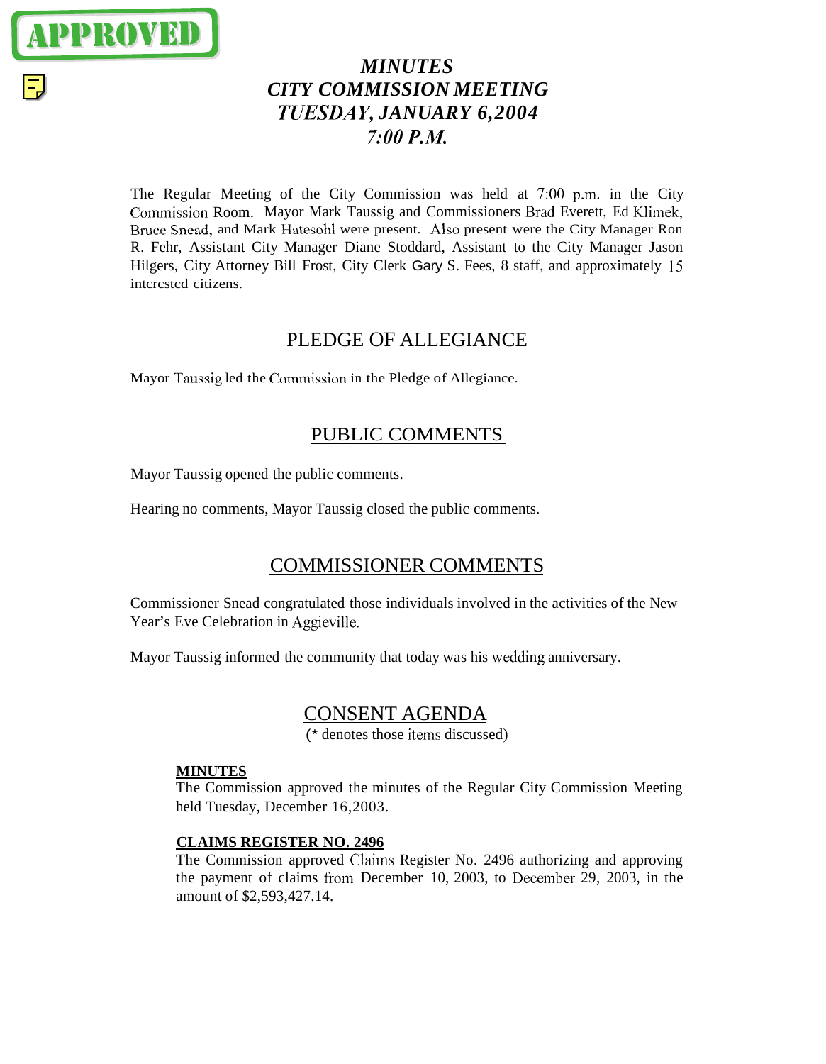APPROVED

# *MINUTES*
# *CITY COMMISSION MEETING*
# *TUESDAY, JANUARY 6, 2004*
# *7:00 P.M.*

The Regular Meeting of the City Commission was held at 7:00 p.m. in the City Commission Room. Mayor Mark Taussig and Commissioners Brad Everett, Ed Klimek, Bruce Snead, and Mark Hatesohl were present. Also present were the City Manager Ron R. Fehr, Assistant City Manager Diane Stoddard, Assistant to the City Manager Jason Hilgers, City Attorney Bill Frost, City Clerk Gary S. Fees, 8 staff, and approximately 15 interested citizens.

## PLEDGE OF ALLEGIANCE

Mayor Taussig led the Commission in the Pledge of Allegiance.

## PUBLIC COMMENTS

Mayor Taussig opened the public comments.

Hearing no comments, Mayor Taussig closed the public comments.

## COMMISSIONER COMMENTS

Commissioner Snead congratulated those individuals involved in the activities of the New Year's Eve Celebration in Aggieville.

Mayor Taussig informed the community that today was his wedding anniversary.

## CONSENT AGENDA

(* denotes those items discussed)

**MINUTES**

The Commission approved the minutes of the Regular City Commission Meeting held Tuesday, December 16, 2003.

**CLAIMS REGISTER NO. 2496**

The Commission approved Claims Register No. 2496 authorizing and approving the payment of claims from December 10, 2003, to December 29, 2003, in the amount of $2,593,427.14.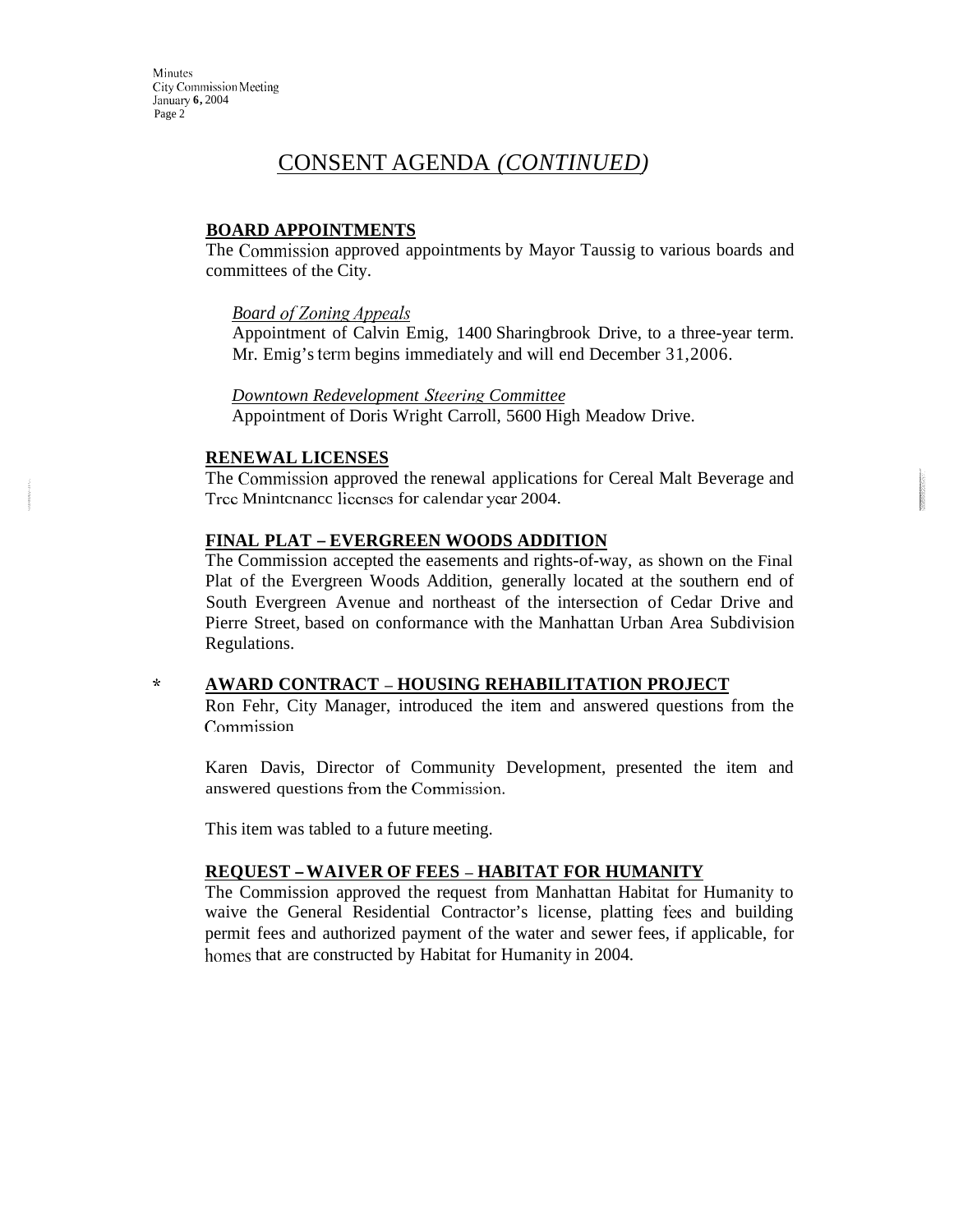# CONSENT AGENDA *(CONTINUED)*

**BOARD APPOINTMENTS**

The Commission approved appointments by Mayor Taussig to various boards and committees of the City.

*Board of Zoning Appeals*

Appointment of Calvin Emig, 1400 Sharingbrook Drive, to a three-year term. Mr. Emig's term begins immediately and will end December 31,2006.

*Downtown Redevelopment Steering Committee*

Appointment of Doris Wright Carroll, 5600 High Meadow Drive.

**RENEWAL LICENSES**

The Commission approved the renewal applications for Cereal Malt Beverage and Tree Maintenance licenses for calendar year 2004.

**FINAL PLAT – EVERGREEN WOODS ADDITION**

The Commission accepted the easements and rights-of-way, as shown on the Final Plat of the Evergreen Woods Addition, generally located at the southern end of South Evergreen Avenue and northeast of the intersection of Cedar Drive and Pierre Street, based on conformance with the Manhattan Urban Area Subdivision Regulations.

\* **AWARD CONTRACT – HOUSING REHABILITATION PROJECT**

Ron Fehr, City Manager, introduced the item and answered questions from the Commission

Karen Davis, Director of Community Development, presented the item and answered questions from the Commission.

This item was tabled to a future meeting.

**REQUEST – WAIVER OF FEES – HABITAT FOR HUMANITY**

The Commission approved the request from Manhattan Habitat for Humanity to waive the General Residential Contractor's license, platting fees and building permit fees and authorized payment of the water and sewer fees, if applicable, for homes that are constructed by Habitat for Humanity in 2004.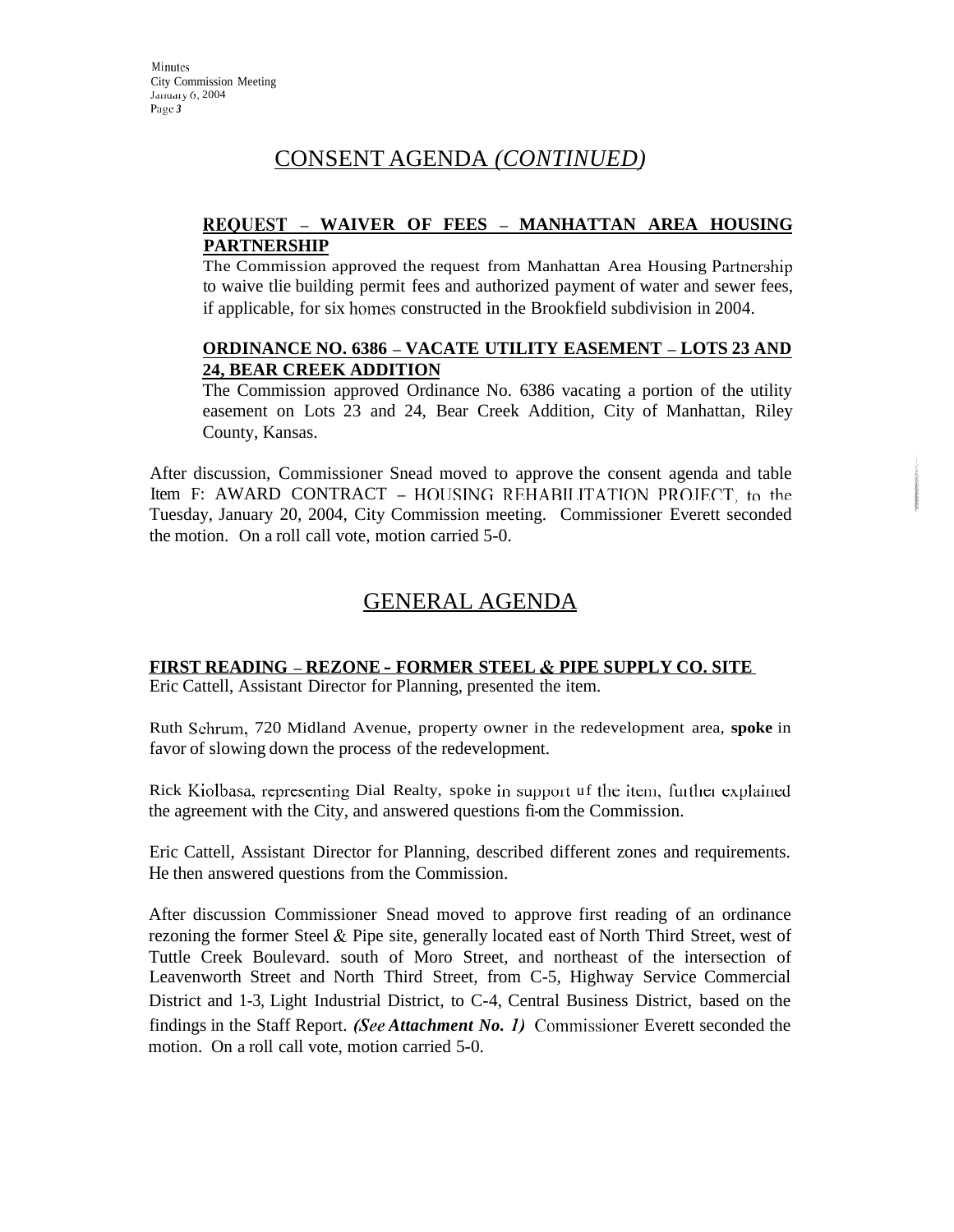## CONSENT AGENDA *(CONTINUED)*

**REQUEST – WAIVER OF FEES – MANHATTAN AREA HOUSING PARTNERSHIP**

The Commission approved the request from Manhattan Area Housing Partnership to waive tlie building permit fees and authorized payment of water and sewer fees, if applicable, for six homes constructed in the Brookfield subdivision in 2004.

**ORDINANCE NO. 6386 – VACATE UTILITY EASEMENT – LOTS 23 AND 24, BEAR CREEK ADDITION**

The Commission approved Ordinance No. 6386 vacating a portion of the utility easement on Lots 23 and 24, Bear Creek Addition, City of Manhattan, Riley County, Kansas.

After discussion, Commissioner Snead moved to approve the consent agenda and table Item F: AWARD CONTRACT – HOUSING REHABILITATION PROJECT, to the Tuesday, January 20, 2004, City Commission meeting. Commissioner Everett seconded the motion. On a roll call vote, motion carried 5-0.

## GENERAL AGENDA

**FIRST READING – REZONE - FORMER STEEL & PIPE SUPPLY CO. SITE**

Eric Cattell, Assistant Director for Planning, presented the item.

Ruth Schrum, 720 Midland Avenue, property owner in the redevelopment area, **spoke** in favor of slowing down the process of the redevelopment.

Rick Kiolbasa, representing Dial Realty, spoke in support of the item, further explained the agreement with the City, and answered questions fi-om the Commission.

Eric Cattell, Assistant Director for Planning, described different zones and requirements. He then answered questions from the Commission.

After discussion Commissioner Snead moved to approve first reading of an ordinance rezoning the former Steel & Pipe site, generally located east of North Third Street, west of Tuttle Creek Boulevard. south of Moro Street, and northeast of the intersection of Leavenworth Street and North Third Street, from C-5, Highway Service Commercial District and 1-3, Light Industrial District, to C-4, Central Business District, based on the findings in the Staff Report. ***(See Attachment No. 1)*** Commissioner Everett seconded the motion. On a roll call vote, motion carried 5-0.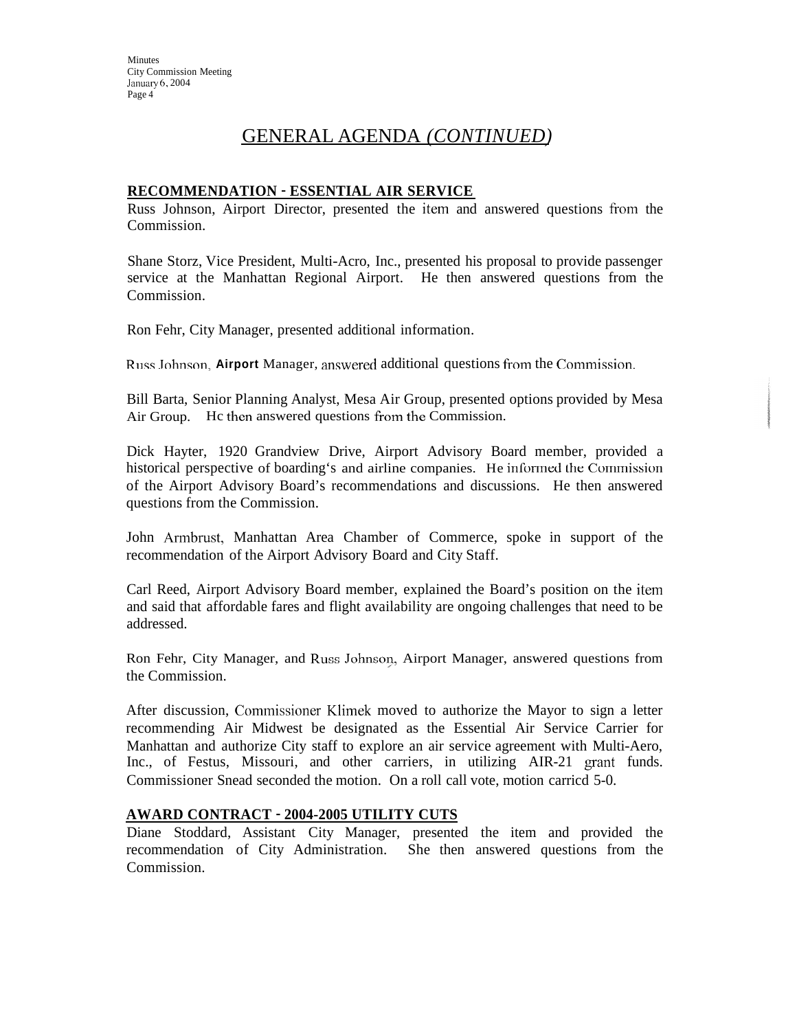# GENERAL AGENDA *(CONTINUED)*

**RECOMMENDATION - ESSENTIAL AIR SERVICE**

Russ Johnson, Airport Director, presented the item and answered questions from the Commission.

Shane Storz, Vice President, Multi-Acro, Inc., presented his proposal to provide passenger service at the Manhattan Regional Airport. He then answered questions from the Commission.

Ron Fehr, City Manager, presented additional information.

Russ Johnson, Airport Manager, answered additional questions from the Commission.

Bill Barta, Senior Planning Analyst, Mesa Air Group, presented options provided by Mesa Air Group. He then answered questions from the Commission.

Dick Hayter, 1920 Grandview Drive, Airport Advisory Board member, provided a historical perspective of boarding's and airline companies. He informed the Commission of the Airport Advisory Board's recommendations and discussions. He then answered questions from the Commission.

John Armbrust, Manhattan Area Chamber of Commerce, spoke in support of the recommendation of the Airport Advisory Board and City Staff.

Carl Reed, Airport Advisory Board member, explained the Board's position on the item and said that affordable fares and flight availability are ongoing challenges that need to be addressed.

Ron Fehr, City Manager, and Russ Johnson, Airport Manager, answered questions from the Commission.

After discussion, Commissioner Klimek moved to authorize the Mayor to sign a letter recommending Air Midwest be designated as the Essential Air Service Carrier for Manhattan and authorize City staff to explore an air service agreement with Multi-Aero, Inc., of Festus, Missouri, and other carriers, in utilizing AIR-21 grant funds. Commissioner Snead seconded the motion. On a roll call vote, motion carried 5-0.

**AWARD CONTRACT - 2004-2005 UTILITY CUTS**

Diane Stoddard, Assistant City Manager, presented the item and provided the recommendation of City Administration. She then answered questions from the Commission.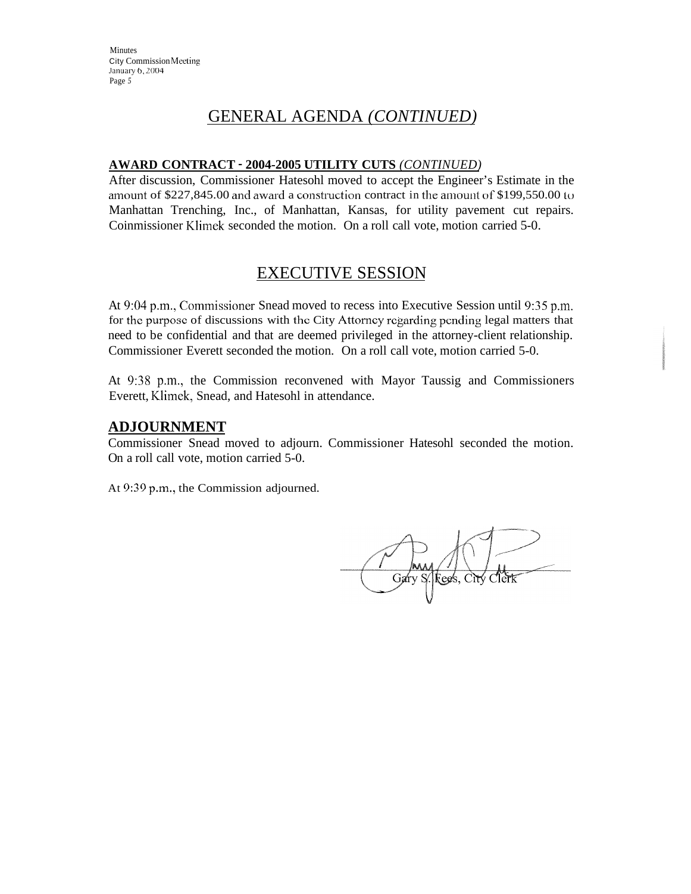# GENERAL AGENDA *(CONTINUED)*

**AWARD CONTRACT - 2004-2005 UTILITY CUTS** *(CONTINUED)*

After discussion, Commissioner Hatesohl moved to accept the Engineer's Estimate in the amount of $227,845.00 and award a construction contract in the amount of $199,550.00 to Manhattan Trenching, Inc., of Manhattan, Kansas, for utility pavement cut repairs. Coinmissioner Klimek seconded the motion. On a roll call vote, motion carried 5-0.

# EXECUTIVE SESSION

At 9:04 p.m., Commissioner Snead moved to recess into Executive Session until 9:35 p.m. for the purpose of discussions with the City Attorney regarding pending legal matters that need to be confidential and that are deemed privileged in the attorney-client relationship. Commissioner Everett seconded the motion. On a roll call vote, motion carried 5-0.

At 9:38 p.m., the Commission reconvened with Mayor Taussig and Commissioners Everett, Klimek, Snead, and Hatesohl in attendance.

## ADJOURNMENT

Commissioner Snead moved to adjourn. Commissioner Hatesohl seconded the motion. On a roll call vote, motion carried 5-0.

At 9:39 p.m., the Commission adjourned.

Gary S. Fees, City Clerk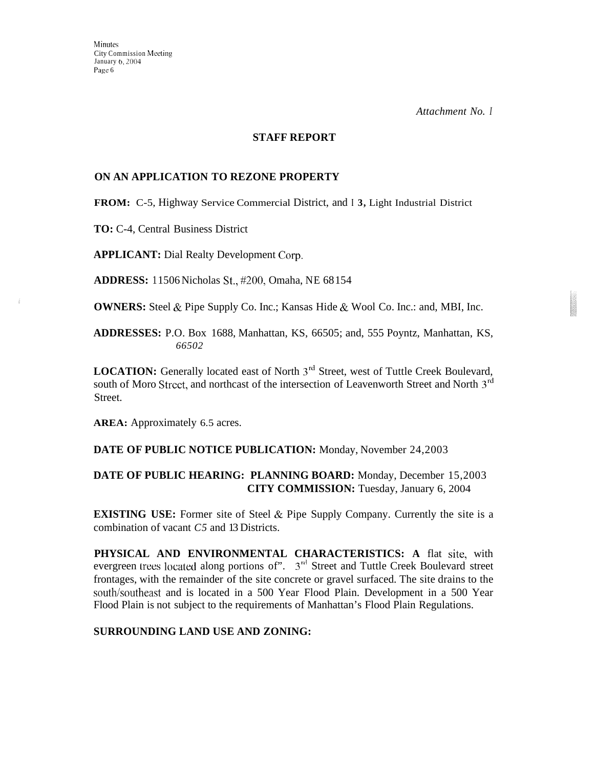*Attachment No. 1*

## STAFF REPORT

### ON AN APPLICATION TO REZONE PROPERTY

**FROM:** C-5, Highway Service Commercial District, and I 3, Light Industrial District

**TO:** C-4, Central Business District

**APPLICANT:** Dial Realty Development Corp.

**ADDRESS:** 11506 Nicholas St., #200, Omaha, NE 68154

**OWNERS:** Steel & Pipe Supply Co. Inc.; Kansas Hide & Wool Co. Inc.: and, MBI, Inc.

**ADDRESSES:** P.O. Box 1688, Manhattan, KS, 66505; and, 555 Poyntz, Manhattan, KS, 66502

**LOCATION:** Generally located east of North 3rd Street, west of Tuttle Creek Boulevard, south of Moro Street, and northcast of the intersection of Leavenworth Street and North 3rd Street.

**AREA:** Approximately 6.5 acres.

**DATE OF PUBLIC NOTICE PUBLICATION:** Monday, November 24,2003

**DATE OF PUBLIC HEARING: PLANNING BOARD:** Monday, December 15,2003
**CITY COMMISSION:** Tuesday, January 6, 2004

**EXISTING USE:** Former site of Steel & Pipe Supply Company. Currently the site is a combination of vacant C5 and I3 Districts.

**PHYSICAL AND ENVIRONMENTAL CHARACTERISTICS:** A flat site, with evergreen trees located along portions of". 3rd Street and Tuttle Creek Boulevard street frontages, with the remainder of the site concrete or gravel surfaced. The site drains to the south/southeast and is located in a 500 Year Flood Plain. Development in a 500 Year Flood Plain is not subject to the requirements of Manhattan's Flood Plain Regulations.

**SURROUNDING LAND USE AND ZONING:**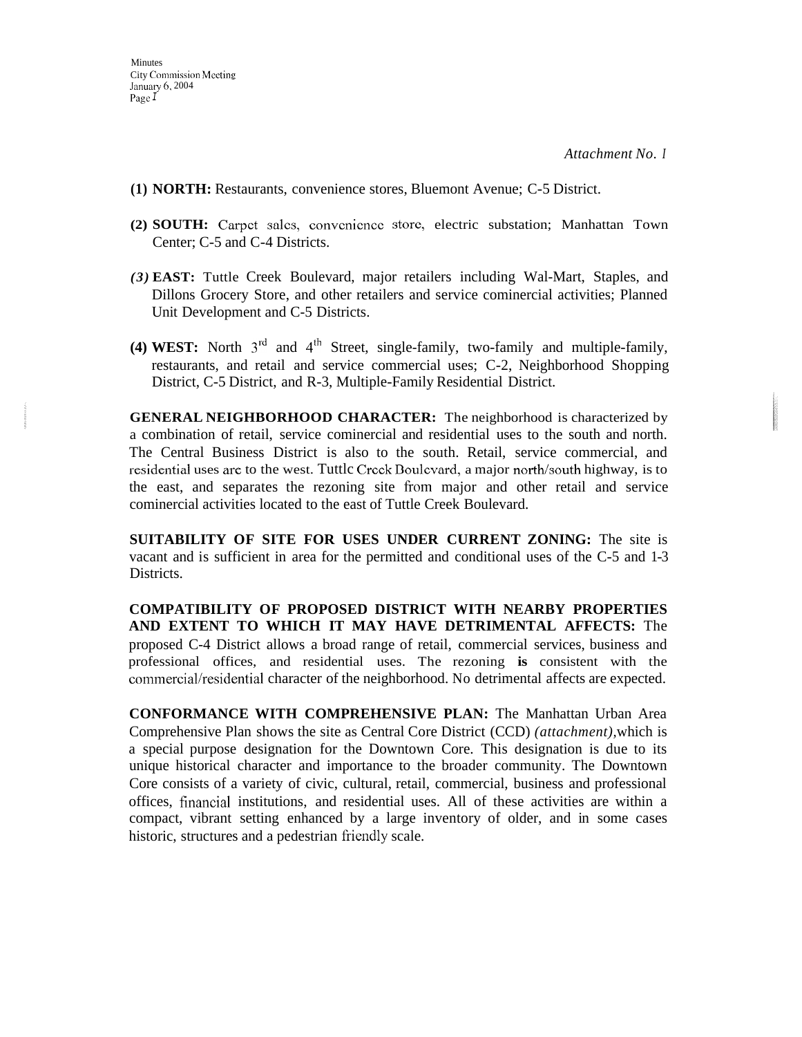*Attachment No. 1*

(1) **NORTH:** Restaurants, convenience stores, Bluemont Avenue; C-5 District.

(2) **SOUTH:** Carpet sales, convenience store, electric substation; Manhattan Town Center; C-5 and C-4 Districts.

*(3)* **EAST:** Tuttle Creek Boulevard, major retailers including Wal-Mart, Staples, and Dillons Grocery Store, and other retailers and service cominercial activities; Planned Unit Development and C-5 Districts.

(4) **WEST:** North 3rd and 4th Street, single-family, two-family and multiple-family, restaurants, and retail and service commercial uses; C-2, Neighborhood Shopping District, C-5 District, and R-3, Multiple-Family Residential District.

**GENERAL NEIGHBORHOOD CHARACTER:** The neighborhood is characterized by a combination of retail, service cominercial and residential uses to the south and north. The Central Business District is also to the south. Retail, service commercial, and residential uses are to the west. Tuttle Creek Boulevard, a major north/south highway, is to the east, and separates the rezoning site from major and other retail and service cominercial activities located to the east of Tuttle Creek Boulevard.

**SUITABILITY OF SITE FOR USES UNDER CURRENT ZONING:** The site is vacant and is sufficient in area for the permitted and conditional uses of the C-5 and I-3 Districts.

**COMPATIBILITY OF PROPOSED DISTRICT WITH NEARBY PROPERTIES AND EXTENT TO WHICH IT MAY HAVE DETRIMENTAL AFFECTS:** The proposed C-4 District allows a broad range of retail, commercial services, business and professional offices, and residential uses. The rezoning **is** consistent with the commercial/residential character of the neighborhood. No detrimental affects are expected.

**CONFORMANCE WITH COMPREHENSIVE PLAN:** The Manhattan Urban Area Comprehensive Plan shows the site as Central Core District (CCD) *(attachment)*,which is a special purpose designation for the Downtown Core. This designation is due to its unique historical character and importance to the broader community. The Downtown Core consists of a variety of civic, cultural, retail, commercial, business and professional offices, financial institutions, and residential uses. All of these activities are within a compact, vibrant setting enhanced by a large inventory of older, and in some cases historic, structures and a pedestrian friendly scale.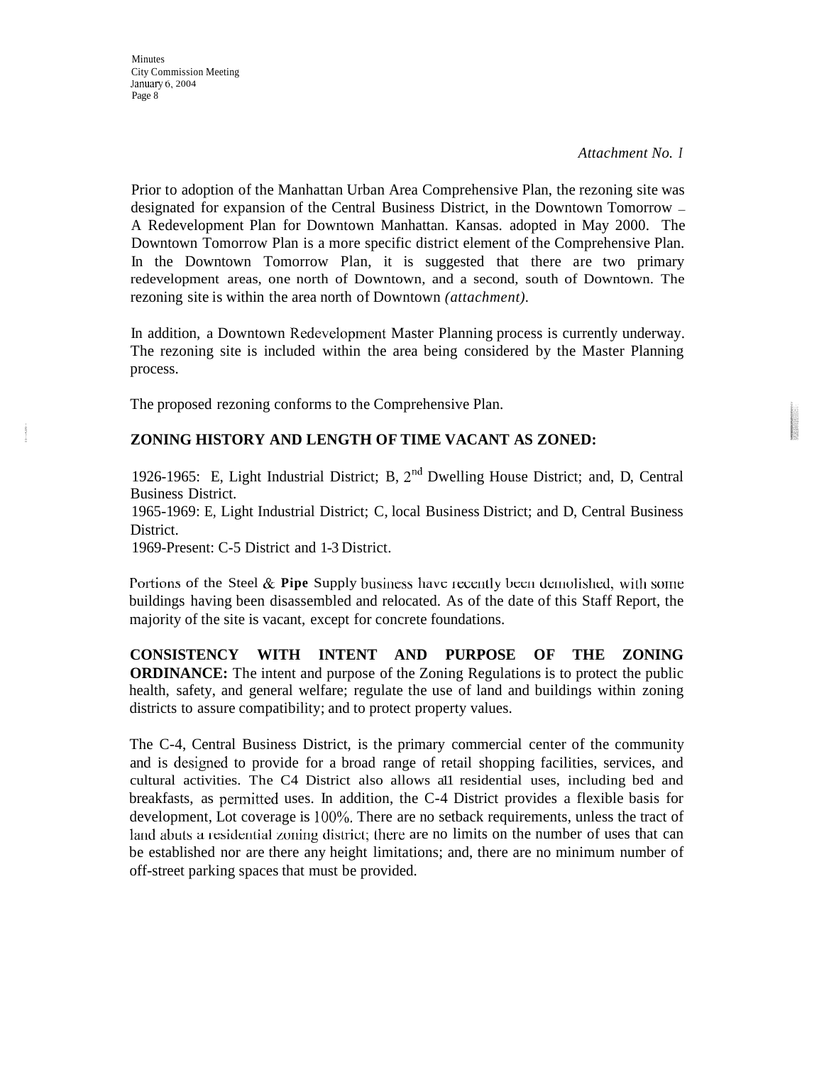*Attachment No. 1*

Prior to adoption of the Manhattan Urban Area Comprehensive Plan, the rezoning site was designated for expansion of the Central Business District, in the Downtown Tomorrow – A Redevelopment Plan for Downtown Manhattan. Kansas. adopted in May 2000. The Downtown Tomorrow Plan is a more specific district element of the Comprehensive Plan. In the Downtown Tomorrow Plan, it is suggested that there are two primary redevelopment areas, one north of Downtown, and a second, south of Downtown. The rezoning site is within the area north of Downtown *(attachment).*

In addition, a Downtown Redevelopment Master Planning process is currently underway. The rezoning site is included within the area being considered by the Master Planning process.

The proposed rezoning conforms to the Comprehensive Plan.

**ZONING HISTORY AND LENGTH OF TIME VACANT AS ZONED:**

1926-1965: E, Light Industrial District; B, 2nd Dwelling House District; and, D, Central Business District.
1965-1969: E, Light Industrial District; C, local Business District; and D, Central Business District.
1969-Present: C-5 District and I-3 District.

Portions of the Steel & **Pipe** Supply business have recently been demolished, with some buildings having been disassembled and relocated. As of the date of this Staff Report, the majority of the site is vacant, except for concrete foundations.

**CONSISTENCY WITH INTENT AND PURPOSE OF THE ZONING ORDINANCE:** The intent and purpose of the Zoning Regulations is to protect the public health, safety, and general welfare; regulate the use of land and buildings within zoning districts to assure compatibility; and to protect property values.

The C-4, Central Business District, is the primary commercial center of the community and is designed to provide for a broad range of retail shopping facilities, services, and cultural activities. The C4 District also allows all residential uses, including bed and breakfasts, as permitted uses. In addition, the C-4 District provides a flexible basis for development, Lot coverage is 100%. There are no setback requirements, unless the tract of land abuts a residential zoning district; there are no limits on the number of uses that can be established nor are there any height limitations; and, there are no minimum number of off-street parking spaces that must be provided.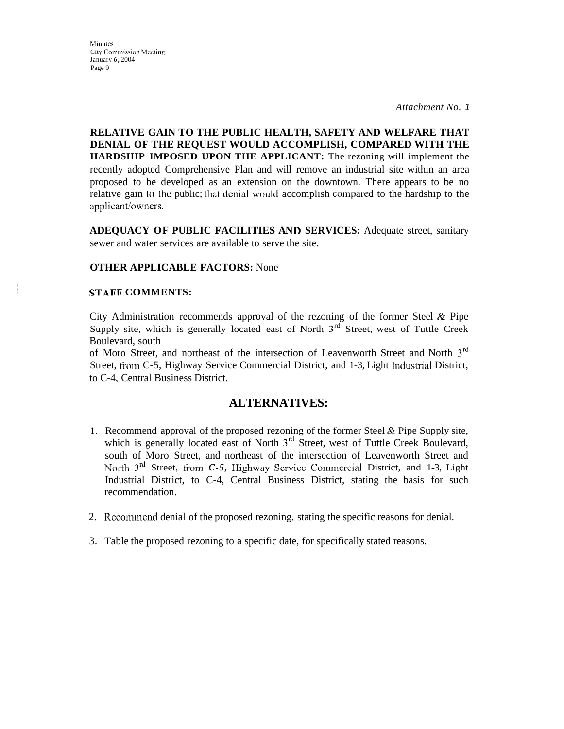*Attachment No. 1*

**RELATIVE GAIN TO THE PUBLIC HEALTH, SAFETY AND WELFARE THAT DENIAL OF THE REQUEST WOULD ACCOMPLISH, COMPARED WITH THE HARDSHIP IMPOSED UPON THE APPLICANT:** The rezoning will implement the recently adopted Comprehensive Plan and will remove an industrial site within an area proposed to be developed as an extension on the downtown. There appears to be no relative gain to the public; that denial would accomplish compared to the hardship to the applicant/owners.

**ADEQUACY OF PUBLIC FACILITIES AND SERVICES:** Adequate street, sanitary sewer and water services are available to serve the site.

**OTHER APPLICABLE FACTORS:** None

**STAFF COMMENTS:**

City Administration recommends approval of the rezoning of the former Steel & Pipe Supply site, which is generally located east of North 3rd Street, west of Tuttle Creek Boulevard, south of Moro Street, and northeast of the intersection of Leavenworth Street and North 3rd Street, from C-5, Highway Service Commercial District, and 1-3, Light Industrial District, to C-4, Central Business District.

## ALTERNATIVES:

1. Recommend approval of the proposed rezoning of the former Steel & Pipe Supply site, which is generally located east of North 3rd Street, west of Tuttle Creek Boulevard, south of Moro Street, and northeast of the intersection of Leavenworth Street and North 3rd Street, from *C-5*, Highway Service Commercial District, and 1-3, Light Industrial District, to C-4, Central Business District, stating the basis for such recommendation.
2. Recommend denial of the proposed rezoning, stating the specific reasons for denial.
3. Table the proposed rezoning to a specific date, for specifically stated reasons.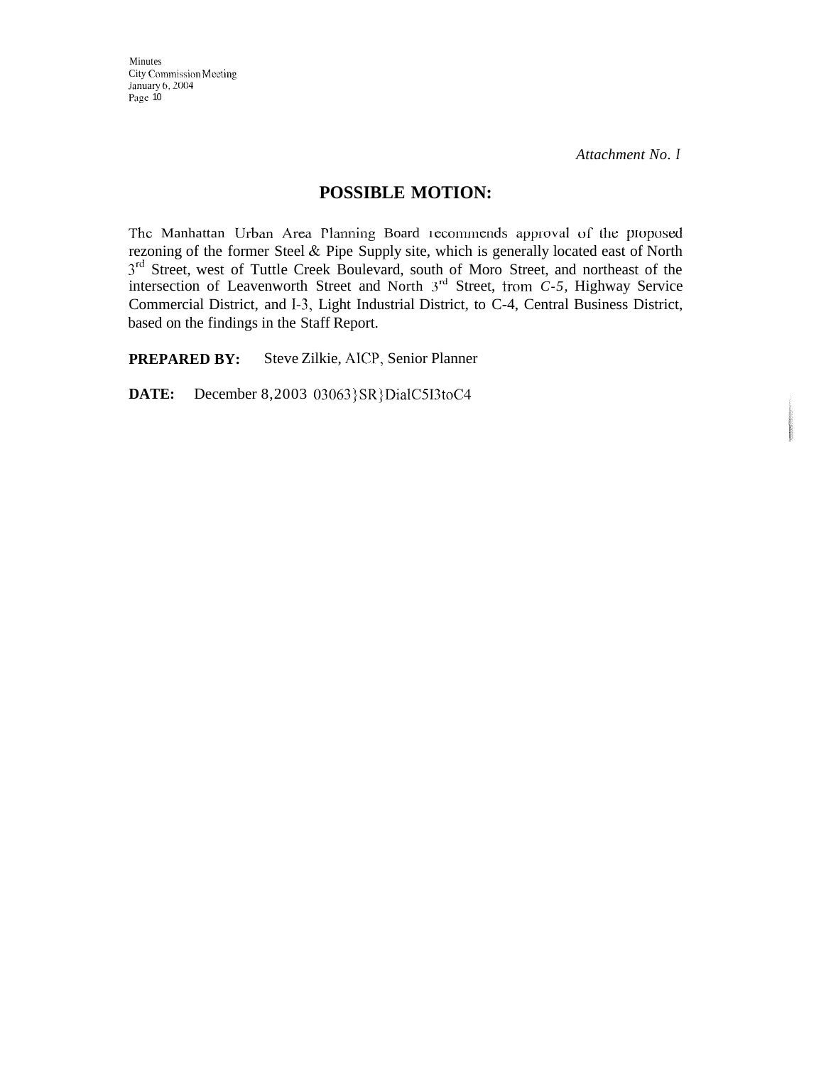*Attachment No. I*

## POSSIBLE MOTION:

The Manhattan Urban Area Planning Board recommends approval of the proposed rezoning of the former Steel & Pipe Supply site, which is generally located east of North 3rd Street, west of Tuttle Creek Boulevard, south of Moro Street, and northeast of the intersection of Leavenworth Street and North 3rd Street, from *C-5,* Highway Service Commercial District, and I-3, Light Industrial District, to C-4, Central Business District, based on the findings in the Staff Report.

**PREPARED BY:** Steve Zilkie, AICP, Senior Planner

**DATE:** December 8,2003 03063}SR}DialC5I3toC4